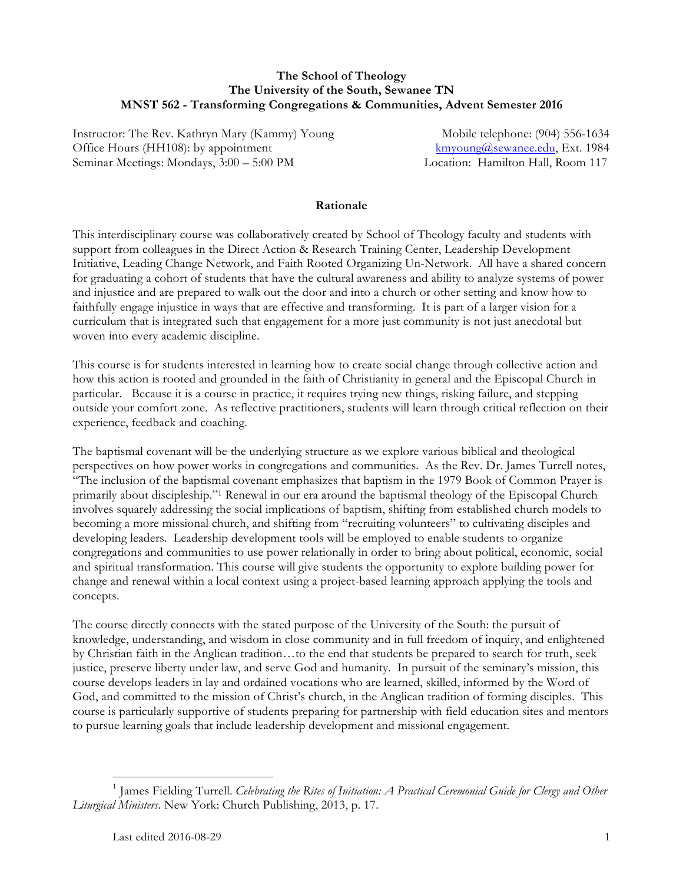**The School of Theology**
**The University of the South, Sewanee TN**
**MNST 562 - Transforming Congregations & Communities, Advent Semester 2016**

Instructor: The Rev. Kathryn Mary (Kammy) Young
Office Hours (HH108): by appointment
Seminar Meetings: Mondays, 3:00 – 5:00 PM

Mobile telephone: (904) 556-1634
kmyoung@sewanee.edu, Ext. 1984
Location: Hamilton Hall, Room 117

## Rationale

This interdisciplinary course was collaboratively created by School of Theology faculty and students with support from colleagues in the Direct Action & Research Training Center, Leadership Development Initiative, Leading Change Network, and Faith Rooted Organizing Un-Network. All have a shared concern for graduating a cohort of students that have the cultural awareness and ability to analyze systems of power and injustice and are prepared to walk out the door and into a church or other setting and know how to faithfully engage injustice in ways that are effective and transforming. It is part of a larger vision for a curriculum that is integrated such that engagement for a more just community is not just anecdotal but woven into every academic discipline.

This course is for students interested in learning how to create social change through collective action and how this action is rooted and grounded in the faith of Christianity in general and the Episcopal Church in particular. Because it is a course in practice, it requires trying new things, risking failure, and stepping outside your comfort zone. As reflective practitioners, students will learn through critical reflection on their experience, feedback and coaching.

The baptismal covenant will be the underlying structure as we explore various biblical and theological perspectives on how power works in congregations and communities. As the Rev. Dr. James Turrell notes, "The inclusion of the baptismal covenant emphasizes that baptism in the 1979 Book of Common Prayer is primarily about discipleship."[1] Renewal in our era around the baptismal theology of the Episcopal Church involves squarely addressing the social implications of baptism, shifting from established church models to becoming a more missional church, and shifting from "recruiting volunteers" to cultivating disciples and developing leaders. Leadership development tools will be employed to enable students to organize congregations and communities to use power relationally in order to bring about political, economic, social and spiritual transformation. This course will give students the opportunity to explore building power for change and renewal within a local context using a project-based learning approach applying the tools and concepts.

The course directly connects with the stated purpose of the University of the South: the pursuit of knowledge, understanding, and wisdom in close community and in full freedom of inquiry, and enlightened by Christian faith in the Anglican tradition…to the end that students be prepared to search for truth, seek justice, preserve liberty under law, and serve God and humanity. In pursuit of the seminary's mission, this course develops leaders in lay and ordained vocations who are learned, skilled, informed by the Word of God, and committed to the mission of Christ's church, in the Anglican tradition of forming disciples. This course is particularly supportive of students preparing for partnership with field education sites and mentors to pursue learning goals that include leadership development and missional engagement.

[1] James Fielding Turrell. *Celebrating the Rites of Initiation: A Practical Ceremonial Guide for Clergy and Other Liturgical Ministers*. New York: Church Publishing, 2013, p. 17.

Last edited 2016-08-29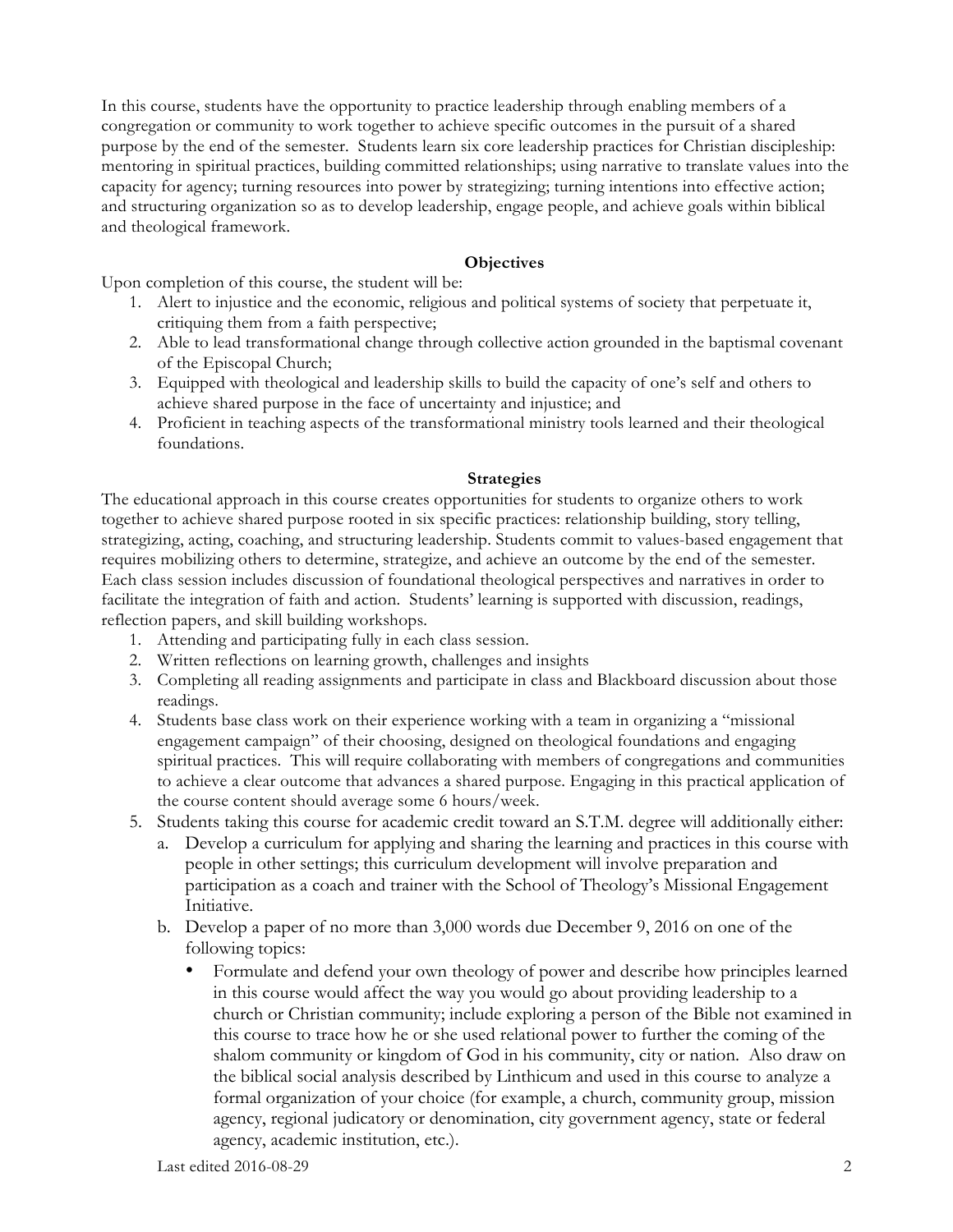In this course, students have the opportunity to practice leadership through enabling members of a congregation or community to work together to achieve specific outcomes in the pursuit of a shared purpose by the end of the semester. Students learn six core leadership practices for Christian discipleship: mentoring in spiritual practices, building committed relationships; using narrative to translate values into the capacity for agency; turning resources into power by strategizing; turning intentions into effective action; and structuring organization so as to develop leadership, engage people, and achieve goals within biblical and theological framework.

**Objectives**

Upon completion of this course, the student will be:

1. Alert to injustice and the economic, religious and political systems of society that perpetuate it, critiquing them from a faith perspective;
2. Able to lead transformational change through collective action grounded in the baptismal covenant of the Episcopal Church;
3. Equipped with theological and leadership skills to build the capacity of one's self and others to achieve shared purpose in the face of uncertainty and injustice; and
4. Proficient in teaching aspects of the transformational ministry tools learned and their theological foundations.

**Strategies**

The educational approach in this course creates opportunities for students to organize others to work together to achieve shared purpose rooted in six specific practices: relationship building, story telling, strategizing, acting, coaching, and structuring leadership. Students commit to values-based engagement that requires mobilizing others to determine, strategize, and achieve an outcome by the end of the semester. Each class session includes discussion of foundational theological perspectives and narratives in order to facilitate the integration of faith and action. Students' learning is supported with discussion, readings, reflection papers, and skill building workshops.

1. Attending and participating fully in each class session.
2. Written reflections on learning growth, challenges and insights
3. Completing all reading assignments and participate in class and Blackboard discussion about those readings.
4. Students base class work on their experience working with a team in organizing a "missional engagement campaign" of their choosing, designed on theological foundations and engaging spiritual practices. This will require collaborating with members of congregations and communities to achieve a clear outcome that advances a shared purpose. Engaging in this practical application of the course content should average some 6 hours/week.
5. Students taking this course for academic credit toward an S.T.M. degree will additionally either:
   a. Develop a curriculum for applying and sharing the learning and practices in this course with people in other settings; this curriculum development will involve preparation and participation as a coach and trainer with the School of Theology's Missional Engagement Initiative.
   b. Develop a paper of no more than 3,000 words due December 9, 2016 on one of the following topics:
      - Formulate and defend your own theology of power and describe how principles learned in this course would affect the way you would go about providing leadership to a church or Christian community; include exploring a person of the Bible not examined in this course to trace how he or she used relational power to further the coming of the shalom community or kingdom of God in his community, city or nation. Also draw on the biblical social analysis described by Linthicum and used in this course to analyze a formal organization of your choice (for example, a church, community group, mission agency, regional judicatory or denomination, city government agency, state or federal agency, academic institution, etc.).

Last edited 2016-08-29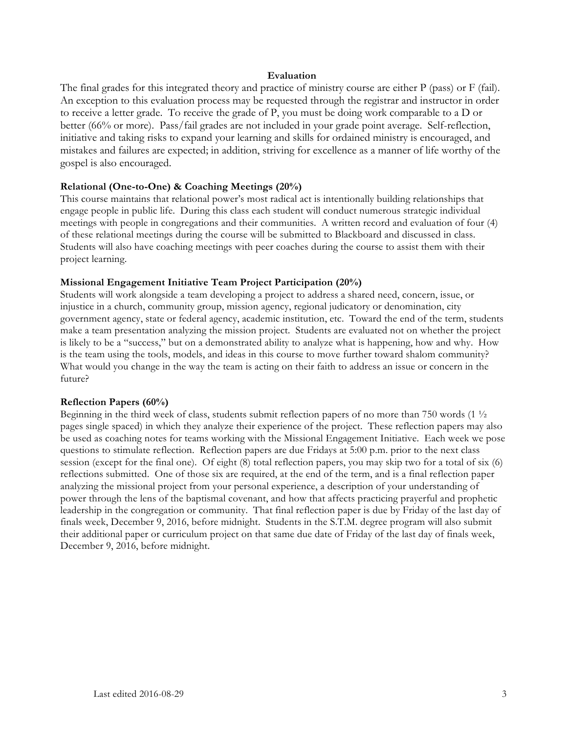## Evaluation

The final grades for this integrated theory and practice of ministry course are either P (pass) or F (fail). An exception to this evaluation process may be requested through the registrar and instructor in order to receive a letter grade. To receive the grade of P, you must be doing work comparable to a D or better (66% or more). Pass/fail grades are not included in your grade point average. Self-reflection, initiative and taking risks to expand your learning and skills for ordained ministry is encouraged, and mistakes and failures are expected; in addition, striving for excellence as a manner of life worthy of the gospel is also encouraged.

### Relational (One-to-One) & Coaching Meetings (20%)

This course maintains that relational power's most radical act is intentionally building relationships that engage people in public life. During this class each student will conduct numerous strategic individual meetings with people in congregations and their communities. A written record and evaluation of four (4) of these relational meetings during the course will be submitted to Blackboard and discussed in class. Students will also have coaching meetings with peer coaches during the course to assist them with their project learning.

### Missional Engagement Initiative Team Project Participation (20%)

Students will work alongside a team developing a project to address a shared need, concern, issue, or injustice in a church, community group, mission agency, regional judicatory or denomination, city government agency, state or federal agency, academic institution, etc. Toward the end of the term, students make a team presentation analyzing the mission project. Students are evaluated not on whether the project is likely to be a "success," but on a demonstrated ability to analyze what is happening, how and why. How is the team using the tools, models, and ideas in this course to move further toward shalom community? What would you change in the way the team is acting on their faith to address an issue or concern in the future?

### Reflection Papers (60%)

Beginning in the third week of class, students submit reflection papers of no more than 750 words (1 ½ pages single spaced) in which they analyze their experience of the project. These reflection papers may also be used as coaching notes for teams working with the Missional Engagement Initiative. Each week we pose questions to stimulate reflection. Reflection papers are due Fridays at 5:00 p.m. prior to the next class session (except for the final one). Of eight (8) total reflection papers, you may skip two for a total of six (6) reflections submitted. One of those six are required, at the end of the term, and is a final reflection paper analyzing the missional project from your personal experience, a description of your understanding of power through the lens of the baptismal covenant, and how that affects practicing prayerful and prophetic leadership in the congregation or community. That final reflection paper is due by Friday of the last day of finals week, December 9, 2016, before midnight. Students in the S.T.M. degree program will also submit their additional paper or curriculum project on that same due date of Friday of the last day of finals week, December 9, 2016, before midnight.

Last edited 2016-08-29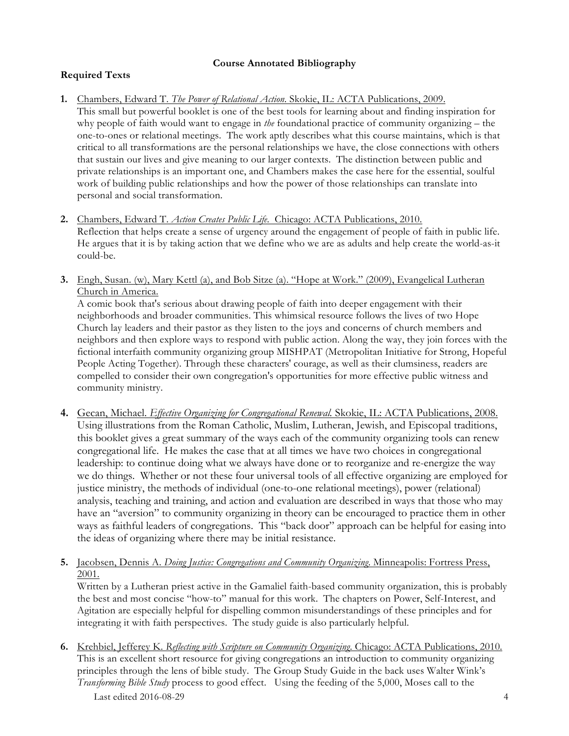## Course Annotated Bibliography

### Required Texts

1. Chambers, Edward T. *The Power of Relational Action*. Skokie, IL: ACTA Publications, 2009.
This small but powerful booklet is one of the best tools for learning about and finding inspiration for why people of faith would want to engage in *the* foundational practice of community organizing – the one-to-ones or relational meetings. The work aptly describes what this course maintains, which is that critical to all transformations are the personal relationships we have, the close connections with others that sustain our lives and give meaning to our larger contexts. The distinction between public and private relationships is an important one, and Chambers makes the case here for the essential, soulful work of building public relationships and how the power of those relationships can translate into personal and social transformation.

2. Chambers, Edward T. *Action Creates Public Life*. Chicago: ACTA Publications, 2010.
Reflection that helps create a sense of urgency around the engagement of people of faith in public life. He argues that it is by taking action that we define who we are as adults and help create the world-as-it could-be.

3. Engh, Susan. (w), Mary Kettl (a), and Bob Sitze (a). "Hope at Work." (2009), Evangelical Lutheran Church in America.
A comic book that's serious about drawing people of faith into deeper engagement with their neighborhoods and broader communities. This whimsical resource follows the lives of two Hope Church lay leaders and their pastor as they listen to the joys and concerns of church members and neighbors and then explore ways to respond with public action. Along the way, they join forces with the fictional interfaith community organizing group MISHPAT (Metropolitan Initiative for Strong, Hopeful People Acting Together). Through these characters' courage, as well as their clumsiness, readers are compelled to consider their own congregation's opportunities for more effective public witness and community ministry.

4. Gecan, Michael. *Effective Organizing for Congregational Renewal*. Skokie, IL: ACTA Publications, 2008.
Using illustrations from the Roman Catholic, Muslim, Lutheran, Jewish, and Episcopal traditions, this booklet gives a great summary of the ways each of the community organizing tools can renew congregational life. He makes the case that at all times we have two choices in congregational leadership: to continue doing what we always have done or to reorganize and re-energize the way we do things. Whether or not these four universal tools of all effective organizing are employed for justice ministry, the methods of individual (one-to-one relational meetings), power (relational) analysis, teaching and training, and action and evaluation are described in ways that those who may have an "aversion" to community organizing in theory can be encouraged to practice them in other ways as faithful leaders of congregations. This "back door" approach can be helpful for easing into the ideas of organizing where there may be initial resistance.

5. Jacobsen, Dennis A. *Doing Justice: Congregations and Community Organizing*. Minneapolis: Fortress Press, 2001.
Written by a Lutheran priest active in the Gamaliel faith-based community organization, this is probably the best and most concise "how-to" manual for this work. The chapters on Power, Self-Interest, and Agitation are especially helpful for dispelling common misunderstandings of these principles and for integrating it with faith perspectives. The study guide is also particularly helpful.

6. Krehbiel, Jefferey K. *Reflecting with Scripture on Community Organizing*. Chicago: ACTA Publications, 2010.
This is an excellent short resource for giving congregations an introduction to community organizing principles through the lens of bible study. The Group Study Guide in the back uses Walter Wink's *Transforming Bible Study* process to good effect. Using the feeding of the 5,000, Moses call to the

Last edited 2016-08-29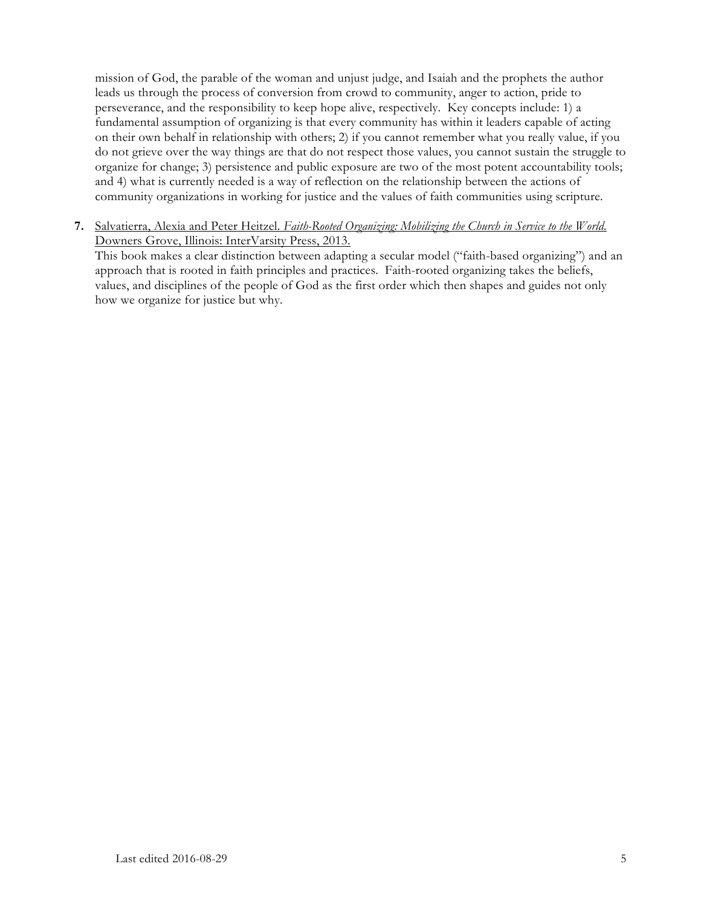mission of God, the parable of the woman and unjust judge, and Isaiah and the prophets the author leads us through the process of conversion from crowd to community, anger to action, pride to perseverance, and the responsibility to keep hope alive, respectively. Key concepts include: 1) a fundamental assumption of organizing is that every community has within it leaders capable of acting on their own behalf in relationship with others; 2) if you cannot remember what you really value, if you do not grieve over the way things are that do not respect those values, you cannot sustain the struggle to organize for change; 3) persistence and public exposure are two of the most potent accountability tools; and 4) what is currently needed is a way of reflection on the relationship between the actions of community organizations in working for justice and the values of faith communities using scripture.

**7.** Salvatierra, Alexia and Peter Heitzel. *Faith-Rooted Organizing: Mobilizing the Church in Service to the World.* Downers Grove, Illinois: InterVarsity Press, 2013.
This book makes a clear distinction between adapting a secular model ("faith-based organizing") and an approach that is rooted in faith principles and practices. Faith-rooted organizing takes the beliefs, values, and disciplines of the people of God as the first order which then shapes and guides not only how we organize for justice but why.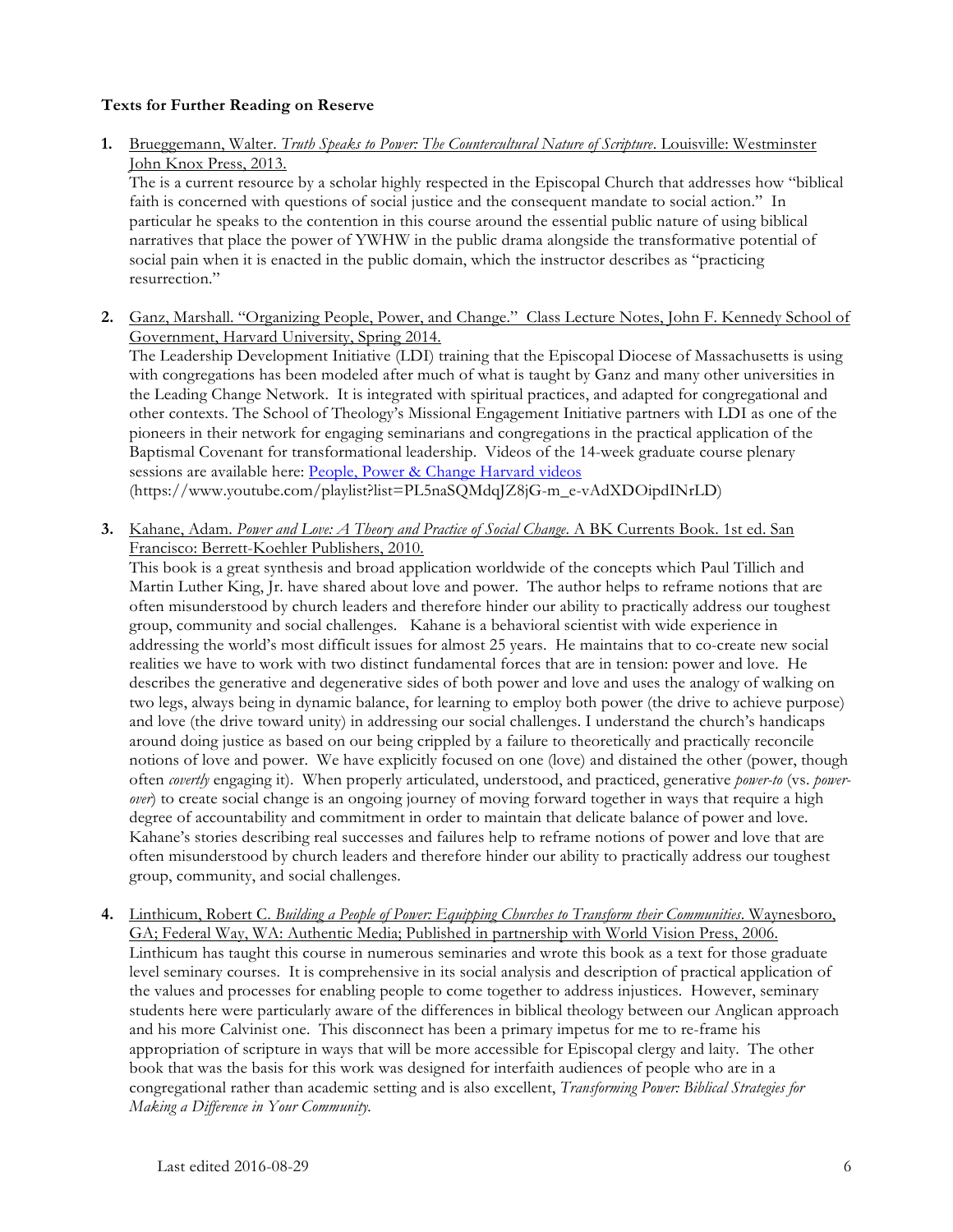**Texts for Further Reading on Reserve**

1. Brueggemann, Walter. *Truth Speaks to Power: The Countercultural Nature of Scripture*. Louisville: Westminster John Knox Press, 2013.
   The is a current resource by a scholar highly respected in the Episcopal Church that addresses how "biblical faith is concerned with questions of social justice and the consequent mandate to social action." In particular he speaks to the contention in this course around the essential public nature of using biblical narratives that place the power of YWHW in the public drama alongside the transformative potential of social pain when it is enacted in the public domain, which the instructor describes as "practicing resurrection."

2. Ganz, Marshall. "Organizing People, Power, and Change." Class Lecture Notes, John F. Kennedy School of Government, Harvard University, Spring 2014.
   The Leadership Development Initiative (LDI) training that the Episcopal Diocese of Massachusetts is using with congregations has been modeled after much of what is taught by Ganz and many other universities in the Leading Change Network. It is integrated with spiritual practices, and adapted for congregational and other contexts. The School of Theology's Missional Engagement Initiative partners with LDI as one of the pioneers in their network for engaging seminarians and congregations in the practical application of the Baptismal Covenant for transformational leadership. Videos of the 14-week graduate course plenary sessions are available here: [People, Power & Change Harvard videos](https://www.youtube.com/playlist?list=PL5naSQMdqJZ8jG-m_e-vAdXDOipdINrLD)
   (https://www.youtube.com/playlist?list=PL5naSQMdqJZ8jG-m_e-vAdXDOipdINrLD)

3. Kahane, Adam. *Power and Love: A Theory and Practice of Social Change*. A BK Currents Book. 1st ed. San Francisco: Berrett-Koehler Publishers, 2010.
   This book is a great synthesis and broad application worldwide of the concepts which Paul Tillich and Martin Luther King, Jr. have shared about love and power. The author helps to reframe notions that are often misunderstood by church leaders and therefore hinder our ability to practically address our toughest group, community and social challenges. Kahane is a behavioral scientist with wide experience in addressing the world's most difficult issues for almost 25 years. He maintains that to co-create new social realities we have to work with two distinct fundamental forces that are in tension: power and love. He describes the generative and degenerative sides of both power and love and uses the analogy of walking on two legs, always being in dynamic balance, for learning to employ both power (the drive to achieve purpose) and love (the drive toward unity) in addressing our social challenges. I understand the church's handicaps around doing justice as based on our being crippled by a failure to theoretically and practically reconcile notions of love and power. We have explicitly focused on one (love) and distained the other (power, though often *covertly* engaging it). When properly articulated, understood, and practiced, generative *power-to* (vs. *power-over*) to create social change is an ongoing journey of moving forward together in ways that require a high degree of accountability and commitment in order to maintain that delicate balance of power and love. Kahane's stories describing real successes and failures help to reframe notions of power and love that are often misunderstood by church leaders and therefore hinder our ability to practically address our toughest group, community, and social challenges.

4. Linthicum, Robert C. *Building a People of Power: Equipping Churches to Transform their Communities*. Waynesboro, GA; Federal Way, WA: Authentic Media; Published in partnership with World Vision Press, 2006.
   Linthicum has taught this course in numerous seminaries and wrote this book as a text for those graduate level seminary courses. It is comprehensive in its social analysis and description of practical application of the values and processes for enabling people to come together to address injustices. However, seminary students here were particularly aware of the differences in biblical theology between our Anglican approach and his more Calvinist one. This disconnect has been a primary impetus for me to re-frame his appropriation of scripture in ways that will be more accessible for Episcopal clergy and laity. The other book that was the basis for this work was designed for interfaith audiences of people who are in a congregational rather than academic setting and is also excellent, *Transforming Power: Biblical Strategies for Making a Difference in Your Community.*

Last edited 2016-08-29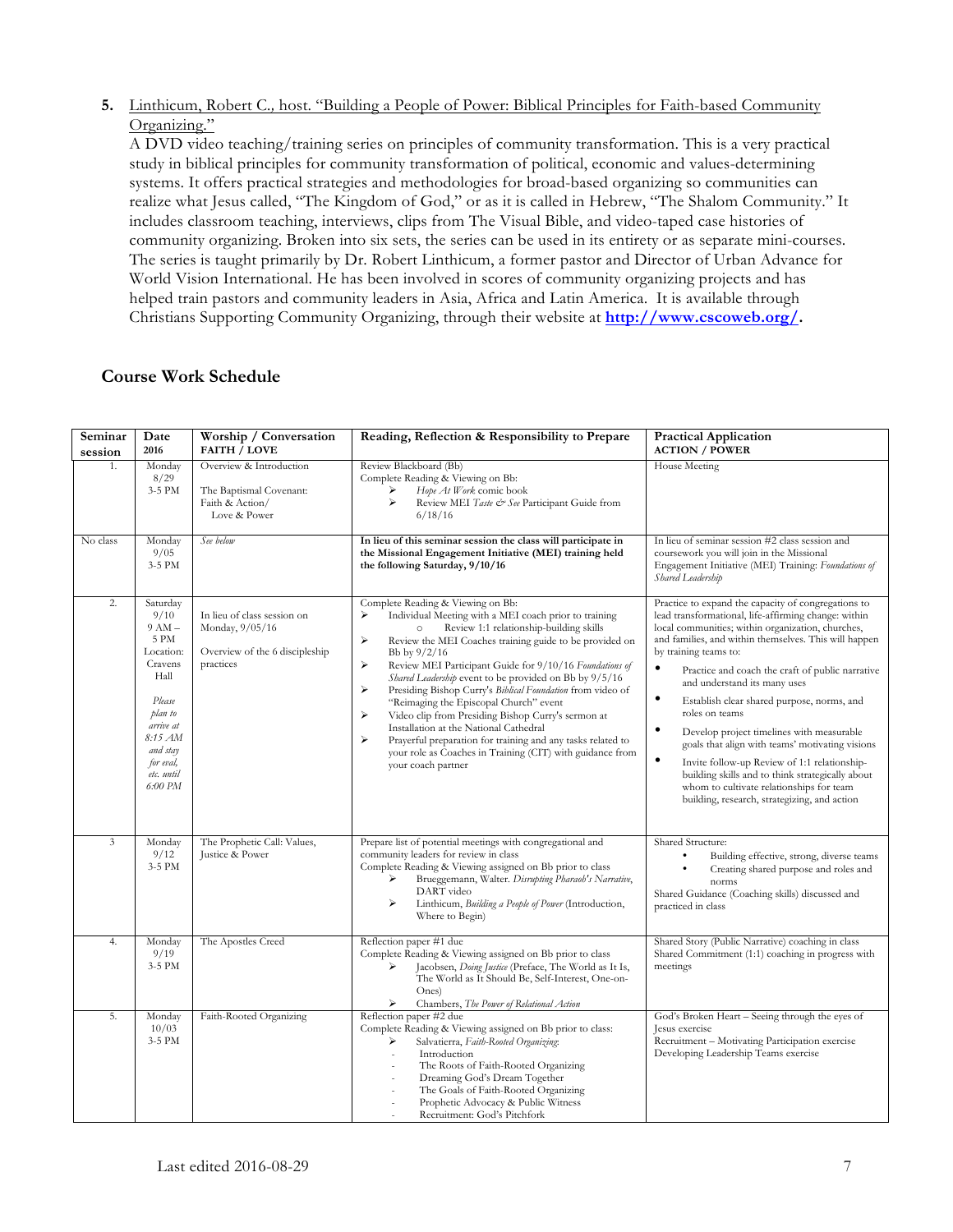5. Linthicum, Robert C., host. "Building a People of Power: Biblical Principles for Faith-based Community Organizing."
A DVD video teaching/training series on principles of community transformation. This is a very practical study in biblical principles for community transformation of political, economic and values-determining systems. It offers practical strategies and methodologies for broad-based organizing so communities can realize what Jesus called, "The Kingdom of God," or as it is called in Hebrew, "The Shalom Community." It includes classroom teaching, interviews, clips from The Visual Bible, and video-taped case histories of community organizing. Broken into six sets, the series can be used in its entirety or as separate mini-courses. The series is taught primarily by Dr. Robert Linthicum, a former pastor and Director of Urban Advance for World Vision International. He has been involved in scores of community organizing projects and has helped train pastors and community leaders in Asia, Africa and Latin America. It is available through Christians Supporting Community Organizing, through their website at **http://www.cscoweb.org/**.

## Course Work Schedule

| Seminar session | Date 2016 | Worship / Conversation FAITH / LOVE | Reading, Reflection & Responsibility to Prepare | Practical Application ACTION / POWER |
|---|---|---|---|---|
| 1. | Monday 8/29 3-5 PM | Overview & Introduction<br><br>The Baptismal Covenant: Faith & Action/ Love & Power | Review Blackboard (Bb)<br>Complete Reading & Viewing on Bb:<br>➢ *Hope At Work* comic book<br>➢ Review MEI *Taste & See* Participant Guide from 6/18/16 | House Meeting |
| No class | Monday 9/05 3-5 PM | *See below* | **In lieu of this seminar session the class will participate in the Missional Engagement Initiative (MEI) training held the following Saturday, 9/10/16** | In lieu of seminar session #2 class session and coursework you will join in the Missional Engagement Initiative (MEI) Training: *Foundations of Shared Leadership* |
| 2. | Saturday 9/10 9 AM – 5 PM Location: Cravens Hall<br><br>*Please plan to arrive at 8:15 AM and stay for eval, etc. until 6:00 PM* | In lieu of class session on Monday, 9/05/16<br><br>Overview of the 6 discipleship practices | Complete Reading & Viewing on Bb:<br>➢ Individual Meeting with a MEI coach prior to training<br>○ Review 1:1 relationship-building skills<br>➢ Review the MEI Coaches training guide to be provided on Bb by 9/2/16<br>➢ Review MEI Participant Guide for 9/10/16 *Foundations of Shared Leadership* event to be provided on Bb by 9/5/16<br>➢ Presiding Bishop Curry's *Biblical Foundation* from video of "Reimaging the Episcopal Church" event<br>➢ Video clip from Presiding Bishop Curry's sermon at Installation at the National Cathedral<br>➢ Prayerful preparation for training and any tasks related to your role as Coaches in Training (CIT) with guidance from your coach partner | Practice to expand the capacity of congregations to lead transformational, life-affirming change: within local communities; within organization, churches, and families, and within themselves. This will happen by training teams to:<br>• Practice and coach the craft of public narrative and understand its many uses<br>• Establish clear shared purpose, norms, and roles on teams<br>• Develop project timelines with measurable goals that align with teams' motivating visions<br>• Invite follow-up Review of 1:1 relationship-building skills and to think strategically about whom to cultivate relationships for team building, research, strategizing, and action |
| 3 | Monday 9/12 3-5 PM | The Prophetic Call: Values, Justice & Power | Prepare list of potential meetings with congregational and community leaders for review in class<br>Complete Reading & Viewing assigned on Bb prior to class<br>➢ Brueggemann, Walter. *Disrupting Pharaoh's Narrative*, DART video<br>➢ Linthicum, *Building a People of Power* (Introduction, Where to Begin) | Shared Structure:<br>• Building effective, strong, diverse teams<br>• Creating shared purpose and roles and norms<br>Shared Guidance (Coaching skills) discussed and practiced in class |
| 4. | Monday 9/19 3-5 PM | The Apostles Creed | Reflection paper #1 due<br>Complete Reading & Viewing assigned on Bb prior to class<br>➢ Jacobsen, *Doing Justice* (Preface, The World as It Is, The World as It Should Be, Self-Interest, One-on-Ones)<br>➢ Chambers, *The Power of Relational Action* | Shared Story (Public Narrative) coaching in class<br>Shared Commitment (1:1) coaching in progress with meetings |
| 5. | Monday 10/03 3-5 PM | Faith-Rooted Organizing | Reflection paper #2 due<br>Complete Reading & Viewing assigned on Bb prior to class:<br>➢ Salvatierra, *Faith-Rooted Organizing*:<br>- Introduction<br>- The Roots of Faith-Rooted Organizing<br>- Dreaming God's Dream Together<br>- The Goals of Faith-Rooted Organizing<br>- Prophetic Advocacy & Public Witness<br>- Recruitment: God's Pitchfork | God's Broken Heart – Seeing through the eyes of Jesus exercise<br>Recruitment – Motivating Participation exercise<br>Developing Leadership Teams exercise |

Last edited 2016-08-29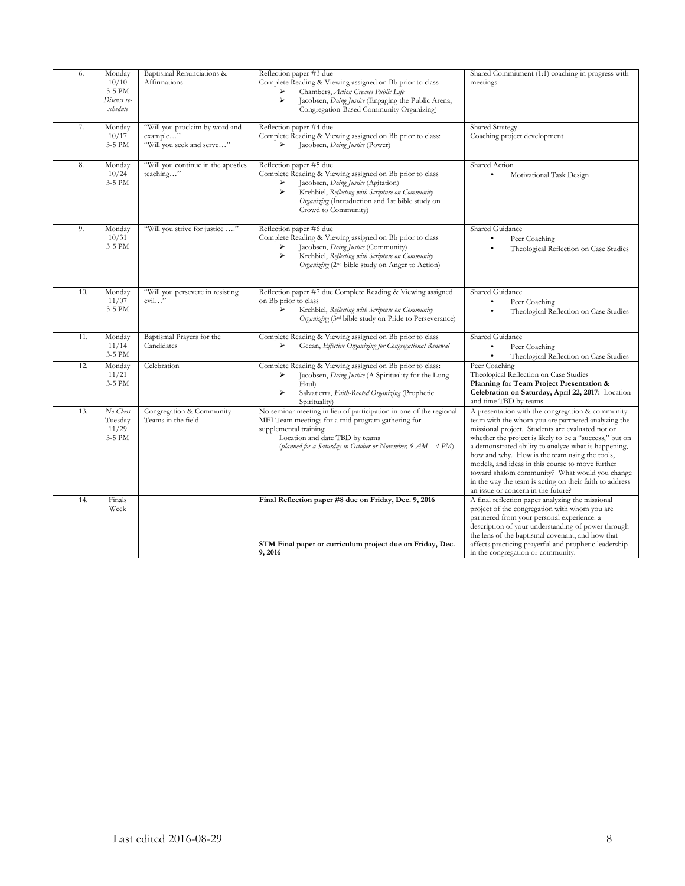| 6. | Monday 10/10 3-5 PM *Discuss re-schedule* | Baptismal Renunciations & Affirmations | Reflection paper #3 due<br>Complete Reading & Viewing assigned on Bb prior to class<br>➢ Chambers, *Action Creates Public Life*<br>➢ Jacobsen, *Doing Justice* (Engaging the Public Arena, Congregation-Based Community Organizing) | Shared Commitment (1:1) coaching in progress with meetings |
|---|---|---|---|---|
| 7. | Monday 10/17 3-5 PM | "Will you proclaim by word and example…"<br>"Will you seek and serve…" | Reflection paper #4 due<br>Complete Reading & Viewing assigned on Bb prior to class:<br>➢ Jacobsen, *Doing Justice* (Power) | Shared Strategy<br>Coaching project development |
| 8. | Monday 10/24 3-5 PM | "Will you continue in the apostles teaching…" | Reflection paper #5 due<br>Complete Reading & Viewing assigned on Bb prior to class<br>➢ Jacobsen, *Doing Justice* (Agitation)<br>➢ Krehbiel, *Reflecting with Scripture on Community Organizing* (Introduction and 1st bible study on Crowd to Community) | Shared Action<br>• Motivational Task Design |
| 9. | Monday 10/31 3-5 PM | "Will you strive for justice …." | Reflection paper #6 due<br>Complete Reading & Viewing assigned on Bb prior to class<br>➢ Jacobsen, *Doing Justice* (Community)<br>➢ Krehbiel, *Reflecting with Scripture on Community Organizing* (2nd bible study on Anger to Action) | Shared Guidance<br>• Peer Coaching<br>• Theological Reflection on Case Studies |
| 10. | Monday 11/07 3-5 PM | "Will you persevere in resisting evil…" | Reflection paper #7 due Complete Reading & Viewing assigned on Bb prior to class<br>➢ Krehbiel, *Reflecting with Scripture on Community Organizing* (3rd bible study on Pride to Perseverance) | Shared Guidance<br>• Peer Coaching<br>• Theological Reflection on Case Studies |
| 11. | Monday 11/14 3-5 PM | Baptismal Prayers for the Candidates | Complete Reading & Viewing assigned on Bb prior to class<br>➢ Gecan, *Effective Organizing for Congregational Renewal* | Shared Guidance<br>• Peer Coaching<br>• Theological Reflection on Case Studies |
| 12. | Monday 11/21 3-5 PM | Celebration | Complete Reading & Viewing assigned on Bb prior to class:<br>➢ Jacobsen, *Doing Justice* (A Spirituality for the Long Haul)<br>➢ Salvatierra, *Faith-Rooted Organizing* (Prophetic Spirituality) | Peer Coaching<br>Theological Reflection on Case Studies<br>**Planning for Team Project Presentation & Celebration on Saturday, April 22, 2017:** Location and time TBD by teams |
| 13. | *No Class* Tuesday 11/29 3-5 PM | Congregation & Community Teams in the field | No seminar meeting in lieu of participation in one of the regional MEI Team meetings for a mid-program gathering for supplemental training.<br>Location and date TBD by teams<br>(*planned for a Saturday in October or November, 9 AM – 4 PM*) | A presentation with the congregation & community team with the whom you are partnered analyzing the missional project. Students are evaluated not on whether the project is likely to be a "success," but on a demonstrated ability to analyze what is happening, how and why. How is the team using the tools, models, and ideas in this course to move further toward shalom community? What would you change in the way the team is acting on their faith to address an issue or concern in the future? |
| 14. | Finals Week | | **Final Reflection paper #8 due on Friday, Dec. 9, 2016**<br><br>**STM Final paper or curriculum project due on Friday, Dec. 9, 2016** | A final reflection paper analyzing the missional project of the congregation with whom you are partnered from your personal experience: a description of your understanding of power through the lens of the baptismal covenant, and how that affects practicing prayerful and prophetic leadership in the congregation or community. |

Last edited 2016-08-29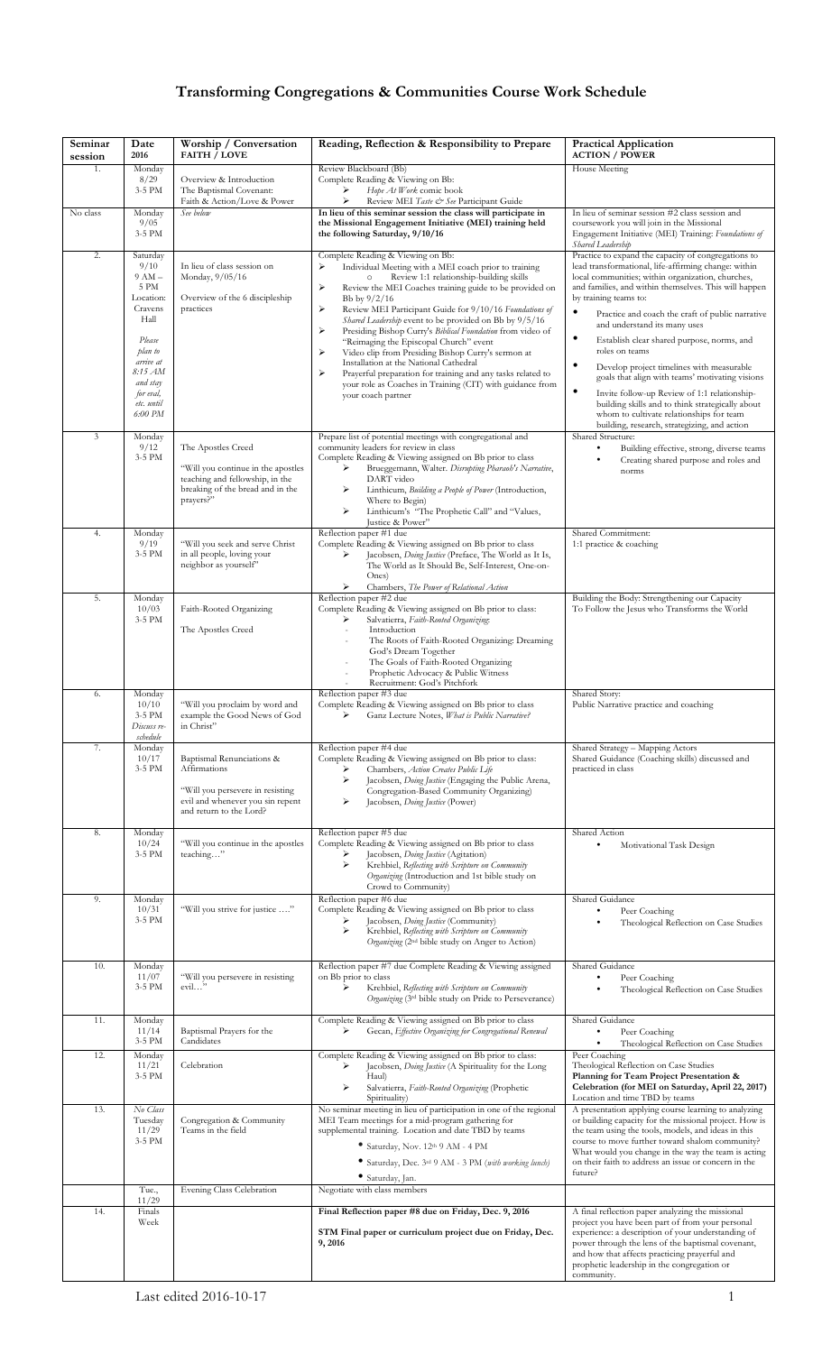# Transforming Congregations & Communities Course Work Schedule

| Seminar session | Date 2016 | Worship / Conversation FAITH / LOVE | Reading, Reflection & Responsibility to Prepare | Practical Application ACTION / POWER |
|---|---|---|---|---|
| 1. | Monday 8/29 3-5 PM | Overview & Introduction<br>The Baptismal Covenant: Faith & Action/Love & Power | Review Blackboard (Bb)<br>Complete Reading & Viewing on Bb:<br>➢ *Hope At Work* comic book<br>➢ Review MEI *Taste & See* Participant Guide | House Meeting |
| No class | Monday 9/05 3-5 PM | *See below* | **In lieu of this seminar session the class will participate in the Missional Engagement Initiative (MEI) training held the following Saturday, 9/10/16** | In lieu of seminar session #2 class session and coursework you will join in the Missional Engagement Initiative (MEI) Training: *Foundations of Shared Leadership* |
| 2. | Saturday 9/10 9 AM – 5 PM Location: Cravens Hall<br>*Please plan to arrive at 8:15 AM and stay for eval, etc. until 6:00 PM* | In lieu of class session on Monday, 9/05/16<br>Overview of the 6 discipleship practices | Complete Reading & Viewing on Bb:<br>➢ Individual Meeting with a MEI coach prior to training<br>○ Review 1:1 relationship-building skills<br>➢ Review the MEI Coaches training guide to be provided on Bb by 9/2/16<br>➢ Review MEI Participant Guide for 9/10/16 *Foundations of Shared Leadership* event to be provided on Bb by 9/5/16<br>➢ Presiding Bishop Curry's *Biblical Foundation* from video of "Reimaging the Episcopal Church" event<br>➢ Video clip from Presiding Bishop Curry's sermon at Installation at the National Cathedral<br>➢ Prayerful preparation for training and any tasks related to your role as Coaches in Training (CIT) with guidance from your coach partner | Practice to expand the capacity of congregations to lead transformational, life-affirming change: within local communities; within organization, churches, and families, and within themselves. This will happen by training teams to:<br>• Practice and coach the craft of public narrative and understand its many uses<br>• Establish clear shared purpose, norms, and roles on teams<br>• Develop project timelines with measurable goals that align with teams' motivating visions<br>• Invite follow-up Review of 1:1 relationship-building skills and to think strategically about whom to cultivate relationships for team building, research, strategizing, and action |
| 3 | Monday 9/12 3-5 PM | The Apostles Creed<br>"Will you continue in the apostles teaching and fellowship, in the breaking of the bread and in the prayers?" | Prepare list of potential meetings with congregational and community leaders for review in class<br>Complete Reading & Viewing assigned on Bb prior to class<br>➢ Brueggemann, Walter. *Disrupting Pharaoh's Narrative*, DART video<br>➢ Linthicum, *Building a People of Power* (Introduction, Where to Begin)<br>➢ Linthicum's "The Prophetic Call" and "Values, Justice & Power" | Shared Structure:<br>• Building effective, strong, diverse teams<br>• Creating shared purpose and roles and norms |
| 4. | Monday 9/19 3-5 PM | "Will you seek and serve Christ in all people, loving your neighbor as yourself" | Reflection paper #1 due<br>Complete Reading & Viewing assigned on Bb prior to class<br>➢ Jacobsen, *Doing Justice* (Preface, The World as It Is, The World as It Should Be, Self-Interest, One-on-Ones)<br>➢ Chambers, *The Power of Relational Action* | Shared Commitment:<br>1:1 practice & coaching |
| 5. | Monday 10/03 3-5 PM | Faith-Rooted Organizing<br>The Apostles Creed | Reflection paper #2 due<br>Complete Reading & Viewing assigned on Bb prior to class:<br>➢ Salvatierra, *Faith-Rooted Organizing*:<br>- Introduction<br>- The Roots of Faith-Rooted Organizing: Dreaming God's Dream Together<br>- The Goals of Faith-Rooted Organizing<br>- Prophetic Advocacy & Public Witness<br>- Recruitment: God's Pitchfork | Building the Body: Strengthening our Capacity To Follow the Jesus who Transforms the World |
| 6. | Monday 10/10 3-5 PM *Discuss re-schedule* | "Will you proclaim by word and example the Good News of God in Christ" | Reflection paper #3 due<br>Complete Reading & Viewing assigned on Bb prior to class<br>➢ Ganz Lecture Notes, *What is Public Narrative?* | Shared Story:<br>Public Narrative practice and coaching |
| 7. | Monday 10/17 3-5 PM | Baptismal Renunciations & Affirmations<br>"Will you persevere in resisting evil and whenever you sin repent and return to the Lord? | Reflection paper #4 due<br>Complete Reading & Viewing assigned on Bb prior to class:<br>➢ Chambers, *Action Creates Public Life*<br>➢ Jacobsen, *Doing Justice* (Engaging the Public Arena, Congregation-Based Community Organizing)<br>➢ Jacobsen, *Doing Justice* (Power) | Shared Strategy – Mapping Actors<br>Shared Guidance (Coaching skills) discussed and practiced in class |
| 8. | Monday 10/24 3-5 PM | "Will you continue in the apostles teaching…" | Reflection paper #5 due<br>Complete Reading & Viewing assigned on Bb prior to class<br>➢ Jacobsen, *Doing Justice* (Agitation)<br>➢ Krehbiel, *Reflecting with Scripture on Community Organizing* (Introduction and 1st bible study on Crowd to Community) | Shared Action<br>• Motivational Task Design |
| 9. | Monday 10/31 3-5 PM | "Will you strive for justice …." | Reflection paper #6 due<br>Complete Reading & Viewing assigned on Bb prior to class<br>➢ Jacobsen, *Doing Justice* (Community)<br>➢ Krehbiel, *Reflecting with Scripture on Community Organizing* (2nd bible study on Anger to Action) | Shared Guidance<br>• Peer Coaching<br>• Theological Reflection on Case Studies |
| 10. | Monday 11/07 3-5 PM | "Will you persevere in resisting evil…" | Reflection paper #7 due Complete Reading & Viewing assigned on Bb prior to class<br>➢ Krehbiel, *Reflecting with Scripture on Community Organizing* (3rd bible study on Pride to Perseverance) | Shared Guidance<br>• Peer Coaching<br>• Theological Reflection on Case Studies |
| 11. | Monday 11/14 3-5 PM | Baptismal Prayers for the Candidates | Complete Reading & Viewing assigned on Bb prior to class<br>➢ Gecan, *Effective Organizing for Congregational Renewal* | Shared Guidance<br>• Peer Coaching<br>• Theological Reflection on Case Studies |
| 12. | Monday 11/21 3-5 PM | Celebration | Complete Reading & Viewing assigned on Bb prior to class:<br>➢ Jacobsen, *Doing Justice* (A Spirituality for the Long Haul)<br>➢ Salvatierra, *Faith-Rooted Organizing* (Prophetic Spirituality) | Peer Coaching<br>Theological Reflection on Case Studies<br>**Planning for Team Project Presentation & Celebration (for MEI on Saturday, April 22, 2017)**<br>Location and time TBD by teams |
| 13. | *No Class* Tuesday 11/29 3-5 PM | Congregation & Community Teams in the field | No seminar meeting in lieu of participation in one of the regional MEI Team meetings for a mid-program gathering for supplemental training. Location and date TBD by teams<br>• Saturday, Nov. 12th 9 AM - 4 PM<br>• Saturday, Dec. 3rd 9 AM - 3 PM (*with working lunch*)<br>• Saturday, Jan. | A presentation applying course learning to analyzing or building capacity for the missional project. How is the team using the tools, models, and ideas in this course to move further toward shalom community? What would you change in the way the team is acting on their faith to address an issue or concern in the future? |
| | Tue., 11/29 | Evening Class Celebration | Negotiate with class members | |
| 14. | Finals Week | | **Final Reflection paper #8 due on Friday, Dec. 9, 2016**<br><br>**STM Final paper or curriculum project due on Friday, Dec. 9, 2016** | A final reflection paper analyzing the missional project you have been part of from your personal experience: a description of your understanding of power through the lens of the baptismal covenant, and how that affects practicing prayerful and prophetic leadership in the congregation or community. |

Last edited 2016-10-17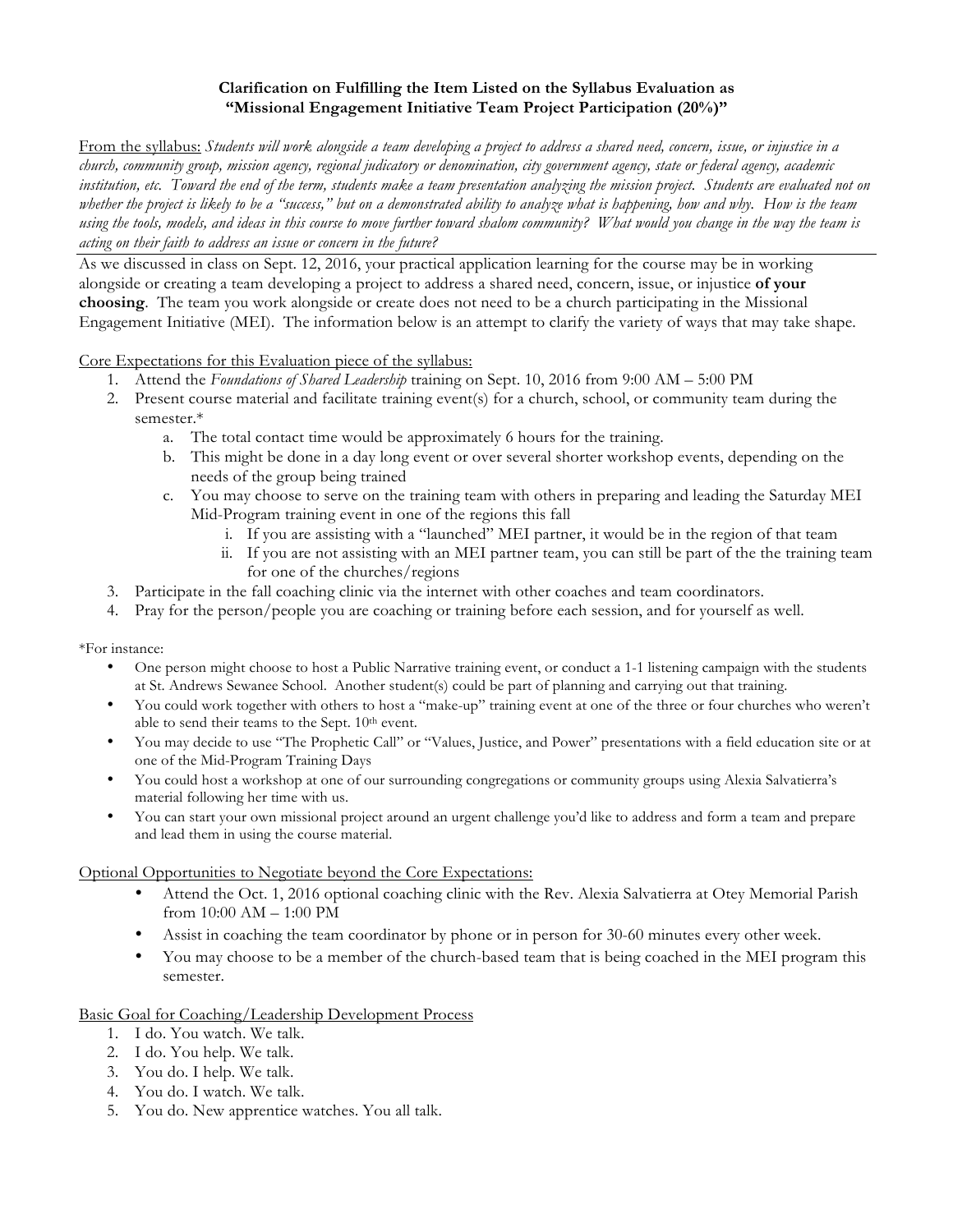**Clarification on Fulfilling the Item Listed on the Syllabus Evaluation as "Missional Engagement Initiative Team Project Participation (20%)"**

From the syllabus: *Students will work alongside a team developing a project to address a shared need, concern, issue, or injustice in a church, community group, mission agency, regional judicatory or denomination, city government agency, state or federal agency, academic institution, etc. Toward the end of the term, students make a team presentation analyzing the mission project. Students are evaluated not on whether the project is likely to be a "success," but on a demonstrated ability to analyze what is happening, how and why. How is the team using the tools, models, and ideas in this course to move further toward shalom community? What would you change in the way the team is acting on their faith to address an issue or concern in the future?*

As we discussed in class on Sept. 12, 2016, your practical application learning for the course may be in working alongside or creating a team developing a project to address a shared need, concern, issue, or injustice **of your choosing**. The team you work alongside or create does not need to be a church participating in the Missional Engagement Initiative (MEI). The information below is an attempt to clarify the variety of ways that may take shape.

Core Expectations for this Evaluation piece of the syllabus:

1. Attend the *Foundations of Shared Leadership* training on Sept. 10, 2016 from 9:00 AM – 5:00 PM
2. Present course material and facilitate training event(s) for a church, school, or community team during the semester.*
   a. The total contact time would be approximately 6 hours for the training.
   b. This might be done in a day long event or over several shorter workshop events, depending on the needs of the group being trained
   c. You may choose to serve on the training team with others in preparing and leading the Saturday MEI Mid-Program training event in one of the regions this fall
      i. If you are assisting with a "launched" MEI partner, it would be in the region of that team
      ii. If you are not assisting with an MEI partner team, you can still be part of the the training team for one of the churches/regions
3. Participate in the fall coaching clinic via the internet with other coaches and team coordinators.
4. Pray for the person/people you are coaching or training before each session, and for yourself as well.

*For instance:

- One person might choose to host a Public Narrative training event, or conduct a 1-1 listening campaign with the students at St. Andrews Sewanee School. Another student(s) could be part of planning and carrying out that training.
- You could work together with others to host a "make-up" training event at one of the three or four churches who weren't able to send their teams to the Sept. 10th event.
- You may decide to use "The Prophetic Call" or "Values, Justice, and Power" presentations with a field education site or at one of the Mid-Program Training Days
- You could host a workshop at one of our surrounding congregations or community groups using Alexia Salvatierra's material following her time with us.
- You can start your own missional project around an urgent challenge you'd like to address and form a team and prepare and lead them in using the course material.

Optional Opportunities to Negotiate beyond the Core Expectations:

- Attend the Oct. 1, 2016 optional coaching clinic with the Rev. Alexia Salvatierra at Otey Memorial Parish from 10:00 AM – 1:00 PM
- Assist in coaching the team coordinator by phone or in person for 30-60 minutes every other week.
- You may choose to be a member of the church-based team that is being coached in the MEI program this semester.

Basic Goal for Coaching/Leadership Development Process

1. I do. You watch. We talk.
2. I do. You help. We talk.
3. You do. I help. We talk.
4. You do. I watch. We talk.
5. You do. New apprentice watches. You all talk.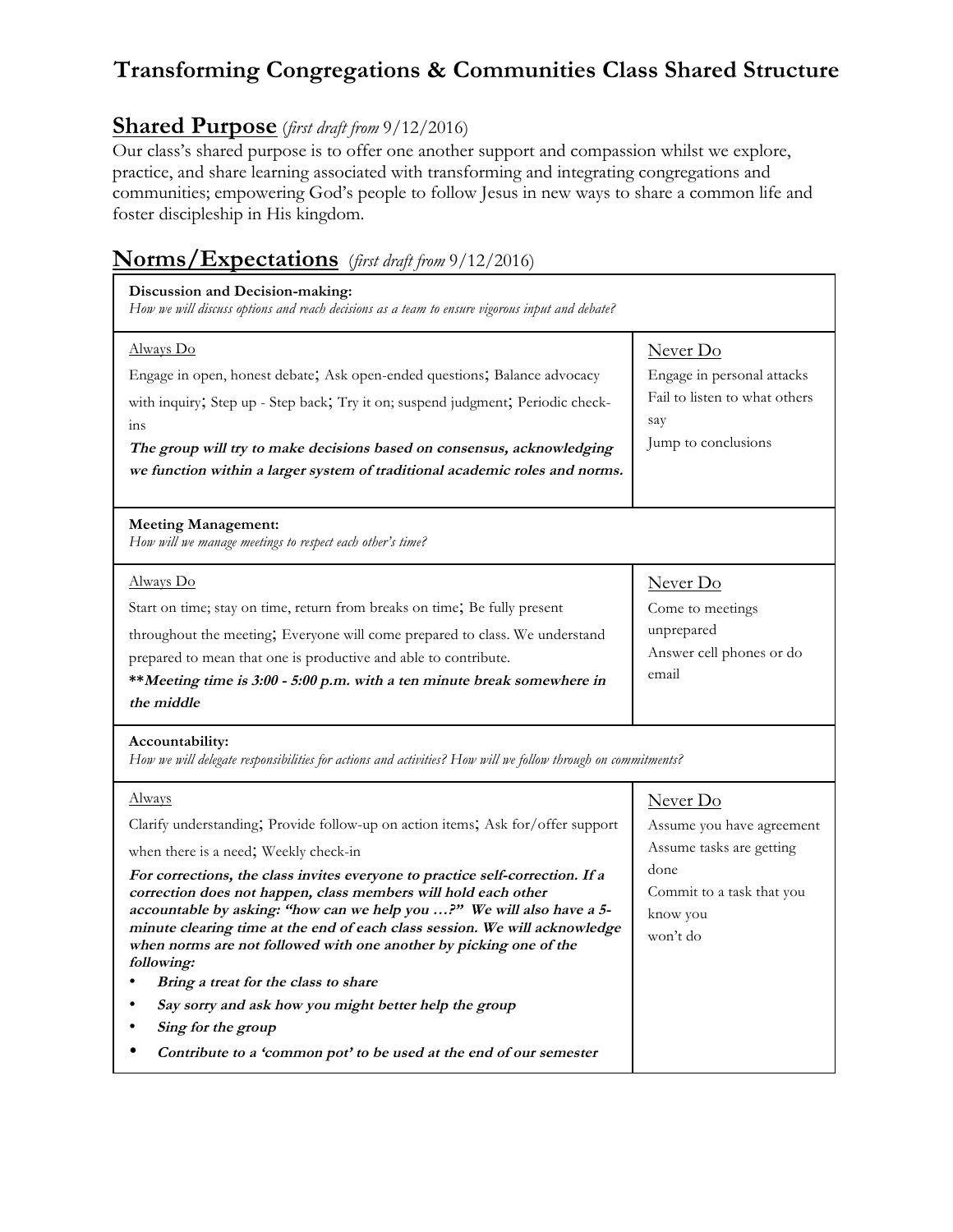# Transforming Congregations & Communities Class Shared Structure

## Shared Purpose (*first draft from* 9/12/2016)

Our class's shared purpose is to offer one another support and compassion whilst we explore, practice, and share learning associated with transforming and integrating congregations and communities; empowering God's people to follow Jesus in new ways to share a common life and foster discipleship in His kingdom.

## Norms/Expectations (*first draft from* 9/12/2016)

| **Discussion and Decision-making:**<br>*How we will discuss options and reach decisions as a team to ensure vigorous input and debate?* | |
|---|---|
| Always Do<br>Engage in open, honest debate; Ask open-ended questions; Balance advocacy with inquiry; Step up - Step back; Try it on; suspend judgment; Periodic check-ins<br>***The group will try to make decisions based on consensus, acknowledging we function within a larger system of traditional academic roles and norms.*** | Never Do<br>Engage in personal attacks<br>Fail to listen to what others say<br>Jump to conclusions |
| **Meeting Management:**<br>*How will we manage meetings to respect each other's time?* | |
| Always Do<br>Start on time; stay on time, return from breaks on time; Be fully present throughout the meeting; Everyone will come prepared to class. We understand prepared to mean that one is productive and able to contribute.<br>*****Meeting time is 3:00 - 5:00 p.m. with a ten minute break somewhere in the middle*** | Never Do<br>Come to meetings unprepared<br>Answer cell phones or do email |
| **Accountability:**<br>*How we will delegate responsibilities for actions and activities? How will we follow through on commitments?* | |
| Always<br>Clarify understanding; Provide follow-up on action items; Ask for/offer support when there is a need; Weekly check-in<br>***For corrections, the class invites everyone to practice self-correction. If a correction does not happen, class members will hold each other accountable by asking: "how can we help you …?" We will also have a 5-minute clearing time at the end of each class session. We will acknowledge when norms are not followed with one another by picking one of the following:***<br>• ***Bring a treat for the class to share***<br>• ***Say sorry and ask how you might better help the group***<br>• ***Sing for the group***<br>• ***Contribute to a 'common pot' to be used at the end of our semester*** | Never Do<br>Assume you have agreement<br>Assume tasks are getting done<br>Commit to a task that you know you won't do |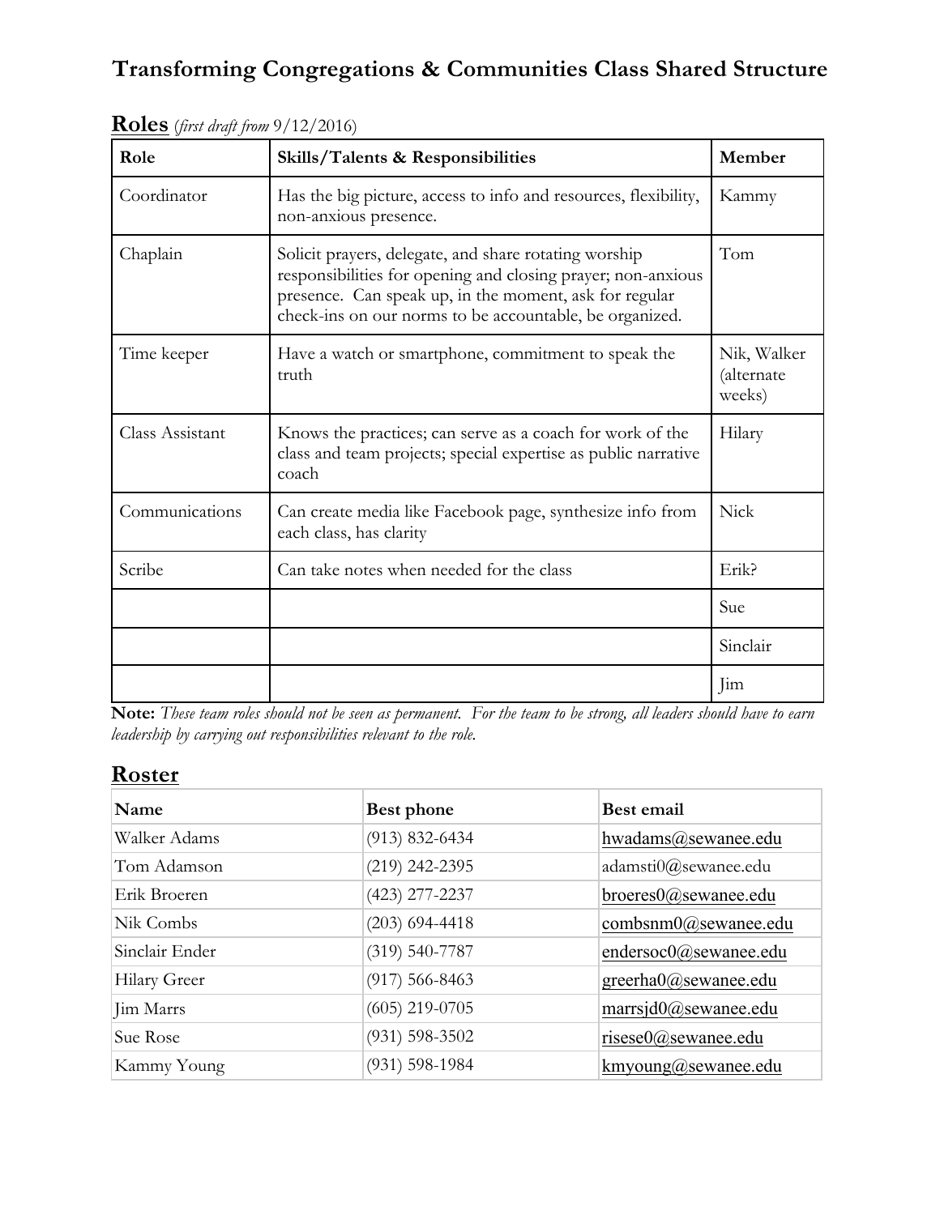# Transforming Congregations & Communities Class Shared Structure

## Roles (*first draft from* 9/12/2016)

| Role | Skills/Talents & Responsibilities | Member |
|---|---|---|
| Coordinator | Has the big picture, access to info and resources, flexibility, non-anxious presence. | Kammy |
| Chaplain | Solicit prayers, delegate, and share rotating worship responsibilities for opening and closing prayer; non-anxious presence. Can speak up, in the moment, ask for regular check-ins on our norms to be accountable, be organized. | Tom |
| Time keeper | Have a watch or smartphone, commitment to speak the truth | Nik, Walker (alternate weeks) |
| Class Assistant | Knows the practices; can serve as a coach for work of the class and team projects; special expertise as public narrative coach | Hilary |
| Communications | Can create media like Facebook page, synthesize info from each class, has clarity | Nick |
| Scribe | Can take notes when needed for the class | Erik? |
| | | Sue |
| | | Sinclair |
| | | Jim |

**Note:** *These team roles should not be seen as permanent. For the team to be strong, all leaders should have to earn leadership by carrying out responsibilities relevant to the role.*

## Roster

| Name | Best phone | Best email |
|---|---|---|
| Walker Adams | (913) 832-6434 | hwadams@sewanee.edu |
| Tom Adamson | (219) 242-2395 | adamsti0@sewanee.edu |
| Erik Broeren | (423) 277-2237 | broeres0@sewanee.edu |
| Nik Combs | (203) 694-4418 | combsnm0@sewanee.edu |
| Sinclair Ender | (319) 540-7787 | endersoc0@sewanee.edu |
| Hilary Greer | (917) 566-8463 | greerha0@sewanee.edu |
| Jim Marrs | (605) 219-0705 | marrsjd0@sewanee.edu |
| Sue Rose | (931) 598-3502 | risese0@sewanee.edu |
| Kammy Young | (931) 598-1984 | kmyoung@sewanee.edu |